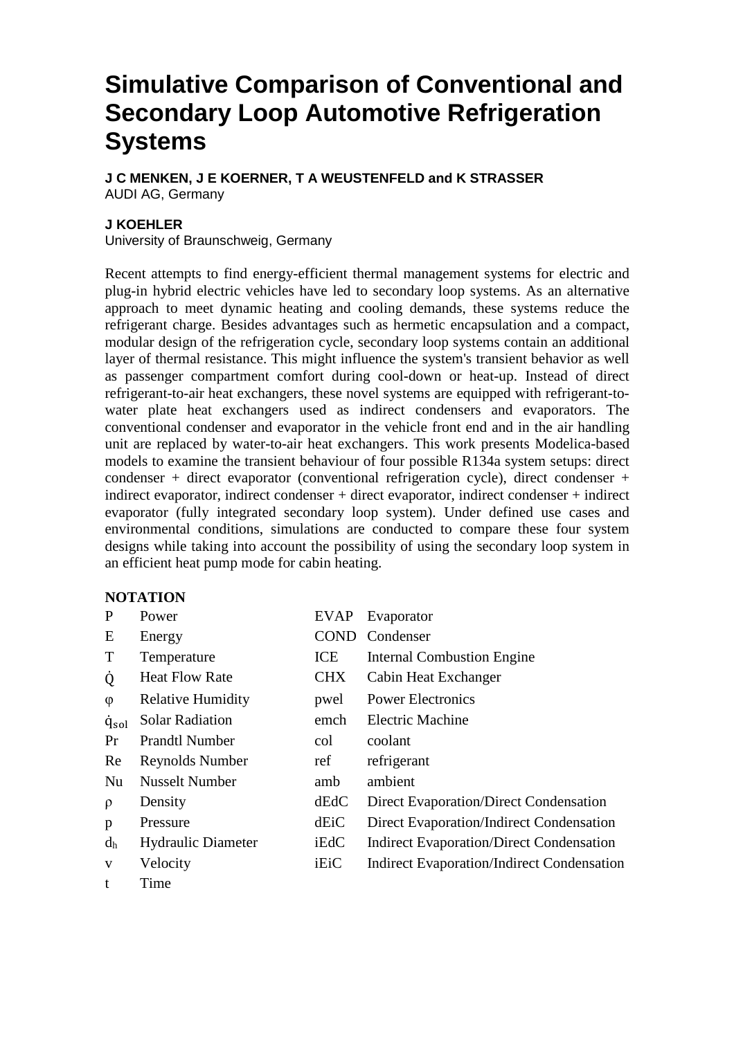# Simulative Comparison of Conventional and Secondary Loop Automotive Refrigeration Systems

**J C MENKEN, J E KOERNER, T A WEUSTENFELD and K STRASSER**
AUDI AG, Germany

**J KOEHLER**
University of Braunschweig, Germany

Recent attempts to find energy-efficient thermal management systems for electric and plug-in hybrid electric vehicles have led to secondary loop systems. As an alternative approach to meet dynamic heating and cooling demands, these systems reduce the refrigerant charge. Besides advantages such as hermetic encapsulation and a compact, modular design of the refrigeration cycle, secondary loop systems contain an additional layer of thermal resistance. This might influence the system's transient behavior as well as passenger compartment comfort during cool-down or heat-up. Instead of direct refrigerant-to-air heat exchangers, these novel systems are equipped with refrigerant-to-water plate heat exchangers used as indirect condensers and evaporators. The conventional condenser and evaporator in the vehicle front end and in the air handling unit are replaced by water-to-air heat exchangers. This work presents Modelica-based models to examine the transient behaviour of four possible R134a system setups: direct condenser + direct evaporator (conventional refrigeration cycle), direct condenser + indirect evaporator, indirect condenser + direct evaporator, indirect condenser + indirect evaporator (fully integrated secondary loop system). Under defined use cases and environmental conditions, simulations are conducted to compare these four system designs while taking into account the possibility of using the secondary loop system in an efficient heat pump mode for cabin heating.

## NOTATION

| | | | |
|---|---|---|---|
| $P$ | Power | EVAP | Evaporator |
| $E$ | Energy | COND | Condenser |
| $T$ | Temperature | ICE | Internal Combustion Engine |
| $\dot{Q}$ | Heat Flow Rate | CHX | Cabin Heat Exchanger |
| $\varphi$ | Relative Humidity | pwel | Power Electronics |
| $\dot{q}_{sol}$ | Solar Radiation | emch | Electric Machine |
| Pr | Prandtl Number | col | coolant |
| Re | Reynolds Number | ref | refrigerant |
| Nu | Nusselt Number | amb | ambient |
| $\rho$ | Density | dEdC | Direct Evaporation/Direct Condensation |
| $p$ | Pressure | dEiC | Direct Evaporation/Indirect Condensation |
| $d_h$ | Hydraulic Diameter | iEdC | Indirect Evaporation/Direct Condensation |
| $v$ | Velocity | iEiC | Indirect Evaporation/Indirect Condensation |
| $t$ | Time | | |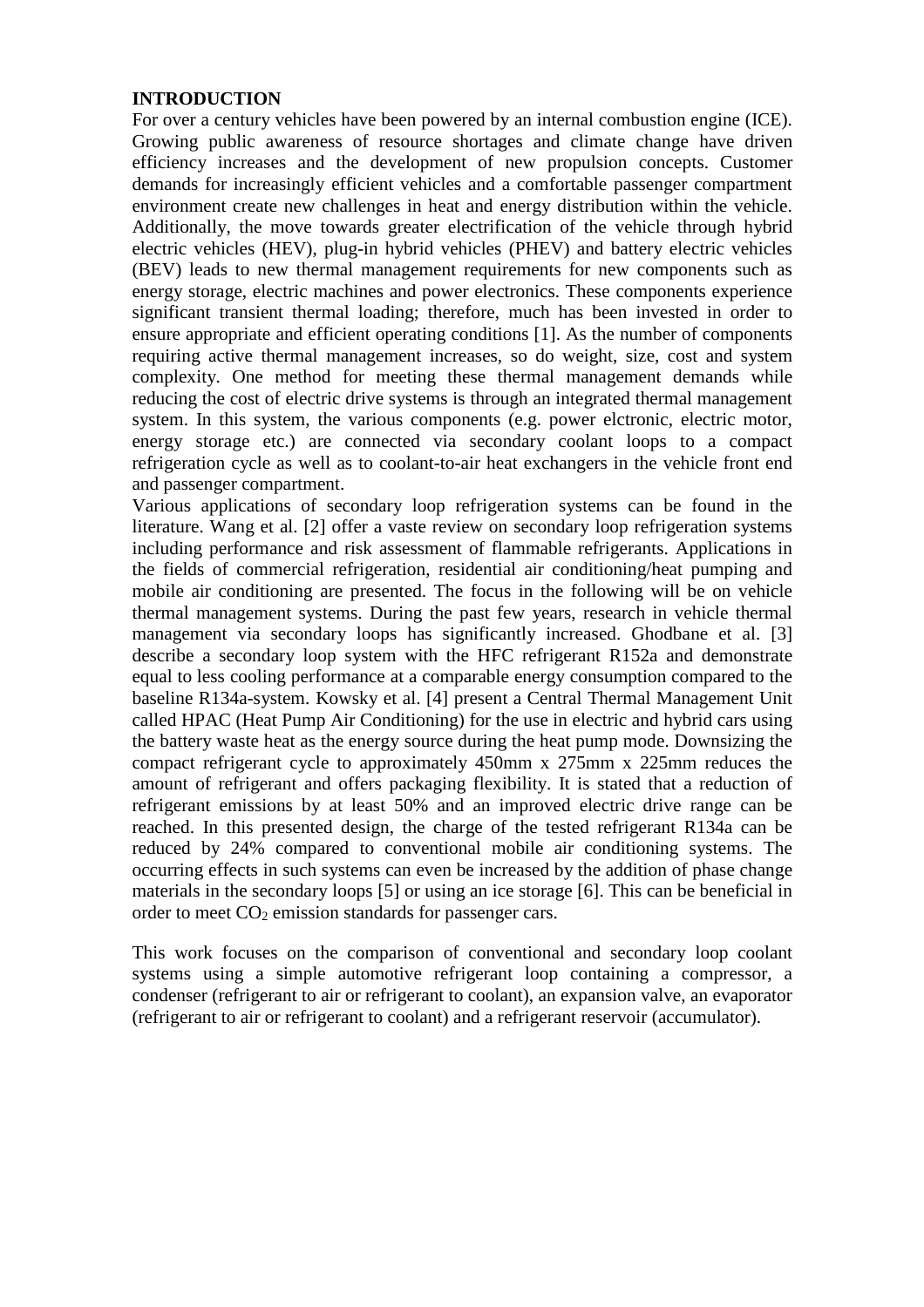## INTRODUCTION

For over a century vehicles have been powered by an internal combustion engine (ICE). Growing public awareness of resource shortages and climate change have driven efficiency increases and the development of new propulsion concepts. Customer demands for increasingly efficient vehicles and a comfortable passenger compartment environment create new challenges in heat and energy distribution within the vehicle. Additionally, the move towards greater electrification of the vehicle through hybrid electric vehicles (HEV), plug-in hybrid vehicles (PHEV) and battery electric vehicles (BEV) leads to new thermal management requirements for new components such as energy storage, electric machines and power electronics. These components experience significant transient thermal loading; therefore, much has been invested in order to ensure appropriate and efficient operating conditions [1]. As the number of components requiring active thermal management increases, so do weight, size, cost and system complexity. One method for meeting these thermal management demands while reducing the cost of electric drive systems is through an integrated thermal management system. In this system, the various components (e.g. power elctronic, electric motor, energy storage etc.) are connected via secondary coolant loops to a compact refrigeration cycle as well as to coolant-to-air heat exchangers in the vehicle front end and passenger compartment.

Various applications of secondary loop refrigeration systems can be found in the literature. Wang et al. [2] offer a vaste review on secondary loop refrigeration systems including performance and risk assessment of flammable refrigerants. Applications in the fields of commercial refrigeration, residential air conditioning/heat pumping and mobile air conditioning are presented. The focus in the following will be on vehicle thermal management systems. During the past few years, research in vehicle thermal management via secondary loops has significantly increased. Ghodbane et al. [3] describe a secondary loop system with the HFC refrigerant R152a and demonstrate equal to less cooling performance at a comparable energy consumption compared to the baseline R134a-system. Kowsky et al. [4] present a Central Thermal Management Unit called HPAC (Heat Pump Air Conditioning) for the use in electric and hybrid cars using the battery waste heat as the energy source during the heat pump mode. Downsizing the compact refrigerant cycle to approximately 450mm x 275mm x 225mm reduces the amount of refrigerant and offers packaging flexibility. It is stated that a reduction of refrigerant emissions by at least 50% and an improved electric drive range can be reached. In this presented design, the charge of the tested refrigerant R134a can be reduced by 24% compared to conventional mobile air conditioning systems. The occurring effects in such systems can even be increased by the addition of phase change materials in the secondary loops [5] or using an ice storage [6]. This can be beneficial in order to meet $CO_2$ emission standards for passenger cars.

This work focuses on the comparison of conventional and secondary loop coolant systems using a simple automotive refrigerant loop containing a compressor, a condenser (refrigerant to air or refrigerant to coolant), an expansion valve, an evaporator (refrigerant to air or refrigerant to coolant) and a refrigerant reservoir (accumulator).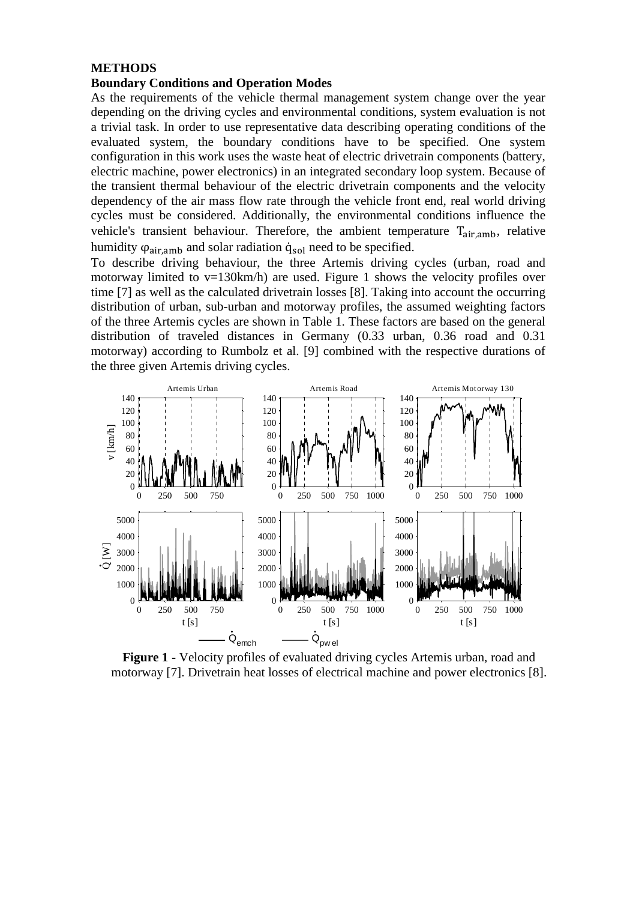## METHODS

### Boundary Conditions and Operation Modes

As the requirements of the vehicle thermal management system change over the year depending on the driving cycles and environmental conditions, system evaluation is not a trivial task. In order to use representative data describing operating conditions of the evaluated system, the boundary conditions have to be specified. One system configuration in this work uses the waste heat of electric drivetrain components (battery, electric machine, power electronics) in an integrated secondary loop system. Because of the transient thermal behaviour of the electric drivetrain components and the velocity dependency of the air mass flow rate through the vehicle front end, real world driving cycles must be considered. Additionally, the environmental conditions influence the vehicle's transient behaviour. Therefore, the ambient temperature $T_{air,amb}$, relative humidity $\varphi_{air,amb}$ and solar radiation $\dot{q}_{sol}$ need to be specified.

To describe driving behaviour, the three Artemis driving cycles (urban, road and motorway limited to v=130km/h) are used. Figure 1 shows the velocity profiles over time [7] as well as the calculated drivetrain losses [8]. Taking into account the occurring distribution of urban, sub-urban and motorway profiles, the assumed weighting factors of the three Artemis cycles are shown in Table 1. These factors are based on the general distribution of traveled distances in Germany (0.33 urban, 0.36 road and 0.31 motorway) according to Rumbolz et al. [9] combined with the respective durations of the three given Artemis driving cycles.

**Figure 1 -** Velocity profiles of evaluated driving cycles Artemis urban, road and motorway [7]. Drivetrain heat losses of electrical machine and power electronics [8].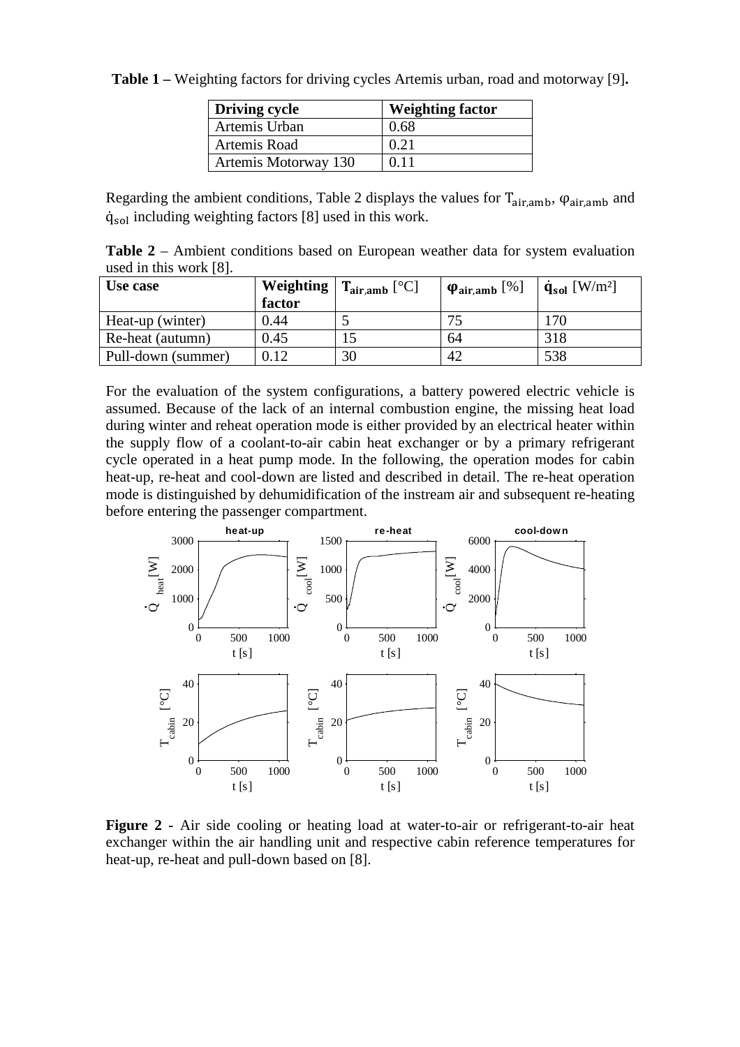**Table 1 –** Weighting factors for driving cycles Artemis urban, road and motorway [9]**.**

| Driving cycle | Weighting factor |
|---|---|
| Artemis Urban | 0.68 |
| Artemis Road | 0.21 |
| Artemis Motorway 130 | 0.11 |

Regarding the ambient conditions, Table 2 displays the values for $T_{air,amb}$, $\varphi_{air,amb}$ and $\dot{q}_{sol}$ including weighting factors [8] used in this work.

**Table 2** – Ambient conditions based on European weather data for system evaluation used in this work [8].

| Use case | Weighting factor | $T_{air,amb}$ [°C] | $\varphi_{air,amb}$ [%] | $\dot{q}_{sol}$ [W/m²] |
|---|---|---|---|---|
| Heat-up (winter) | 0.44 | 5 | 75 | 170 |
| Re-heat (autumn) | 0.45 | 15 | 64 | 318 |
| Pull-down (summer) | 0.12 | 30 | 42 | 538 |

For the evaluation of the system configurations, a battery powered electric vehicle is assumed. Because of the lack of an internal combustion engine, the missing heat load during winter and reheat operation mode is either provided by an electrical heater within the supply flow of a coolant-to-air cabin heat exchanger or by a primary refrigerant cycle operated in a heat pump mode. In the following, the operation modes for cabin heat-up, re-heat and cool-down are listed and described in detail. The re-heat operation mode is distinguished by dehumidification of the instream air and subsequent re-heating before entering the passenger compartment.

**Figure 2 -** Air side cooling or heating load at water-to-air or refrigerant-to-air heat exchanger within the air handling unit and respective cabin reference temperatures for heat-up, re-heat and pull-down based on [8].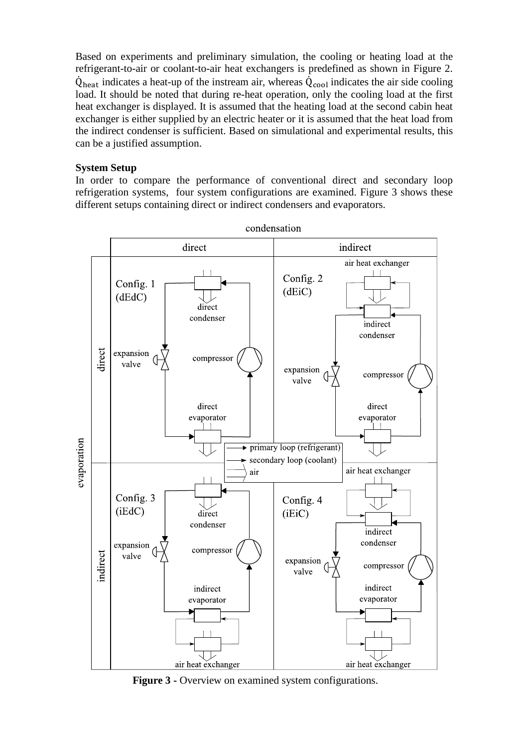Based on experiments and preliminary simulation, the cooling or heating load at the refrigerant-to-air or coolant-to-air heat exchangers is predefined as shown in Figure 2. $\dot{Q}_{heat}$ indicates a heat-up of the instream air, whereas $\dot{Q}_{cool}$ indicates the air side cooling load. It should be noted that during re-heat operation, only the cooling load at the first heat exchanger is displayed. It is assumed that the heating load at the second cabin heat exchanger is either supplied by an electric heater or it is assumed that the heat load from the indirect condenser is sufficient. Based on simulational and experimental results, this can be a justified assumption.

**System Setup**

In order to compare the performance of conventional direct and secondary loop refrigeration systems, four system configurations are examined. Figure 3 shows these different setups containing direct or indirect condensers and evaporators.

**Figure 3** - Overview on examined system configurations.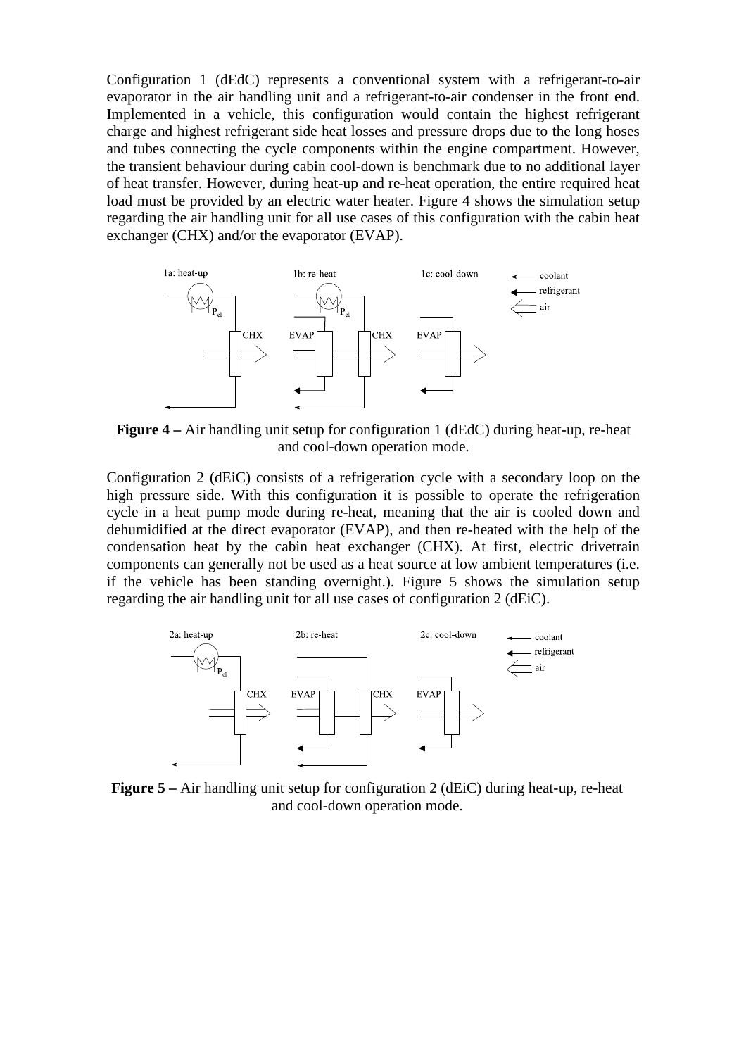Configuration 1 (dEdC) represents a conventional system with a refrigerant-to-air evaporator in the air handling unit and a refrigerant-to-air condenser in the front end. Implemented in a vehicle, this configuration would contain the highest refrigerant charge and highest refrigerant side heat losses and pressure drops due to the long hoses and tubes connecting the cycle components within the engine compartment. However, the transient behaviour during cabin cool-down is benchmark due to no additional layer of heat transfer. However, during heat-up and re-heat operation, the entire required heat load must be provided by an electric water heater. Figure 4 shows the simulation setup regarding the air handling unit for all use cases of this configuration with the cabin heat exchanger (CHX) and/or the evaporator (EVAP).

**Figure 4 –** Air handling unit setup for configuration 1 (dEdC) during heat-up, re-heat and cool-down operation mode.

Configuration 2 (dEiC) consists of a refrigeration cycle with a secondary loop on the high pressure side. With this configuration it is possible to operate the refrigeration cycle in a heat pump mode during re-heat, meaning that the air is cooled down and dehumidified at the direct evaporator (EVAP), and then re-heated with the help of the condensation heat by the cabin heat exchanger (CHX). At first, electric drivetrain components can generally not be used as a heat source at low ambient temperatures (i.e. if the vehicle has been standing overnight.). Figure 5 shows the simulation setup regarding the air handling unit for all use cases of configuration 2 (dEiC).

**Figure 5 –** Air handling unit setup for configuration 2 (dEiC) during heat-up, re-heat and cool-down operation mode.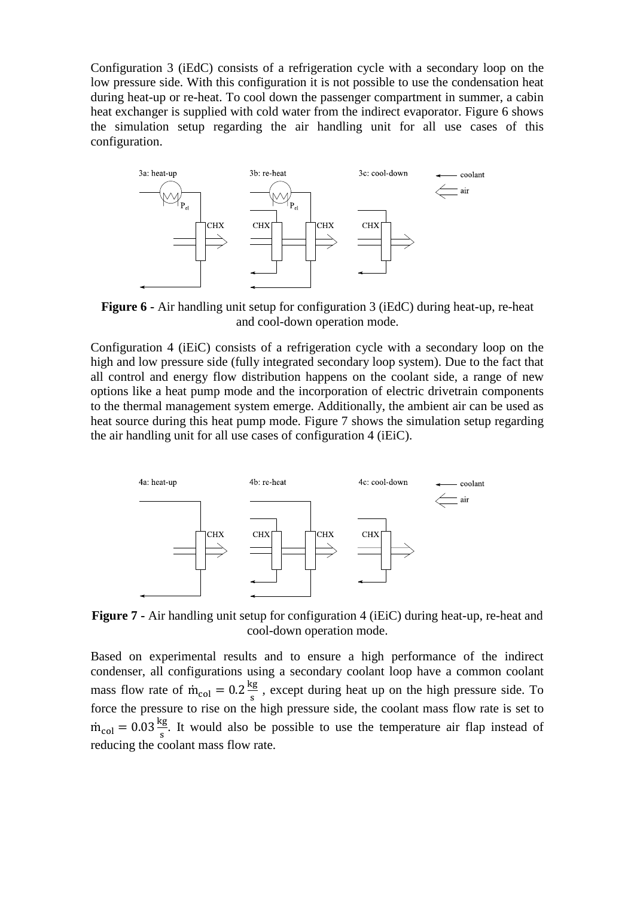Configuration 3 (iEdC) consists of a refrigeration cycle with a secondary loop on the low pressure side. With this configuration it is not possible to use the condensation heat during heat-up or re-heat. To cool down the passenger compartment in summer, a cabin heat exchanger is supplied with cold water from the indirect evaporator. Figure 6 shows the simulation setup regarding the air handling unit for all use cases of this configuration.

**Figure 6 -** Air handling unit setup for configuration 3 (iEdC) during heat-up, re-heat and cool-down operation mode.

Configuration 4 (iEiC) consists of a refrigeration cycle with a secondary loop on the high and low pressure side (fully integrated secondary loop system). Due to the fact that all control and energy flow distribution happens on the coolant side, a range of new options like a heat pump mode and the incorporation of electric drivetrain components to the thermal management system emerge. Additionally, the ambient air can be used as heat source during this heat pump mode. Figure 7 shows the simulation setup regarding the air handling unit for all use cases of configuration 4 (iEiC).

**Figure 7 -** Air handling unit setup for configuration 4 (iEiC) during heat-up, re-heat and cool-down operation mode.

Based on experimental results and to ensure a high performance of the indirect condenser, all configurations using a secondary coolant loop have a common coolant mass flow rate of $\dot{m}_{col} = 0.2\,\frac{kg}{s}$ , except during heat up on the high pressure side. To force the pressure to rise on the high pressure side, the coolant mass flow rate is set to $\dot{m}_{col} = 0.03\,\frac{kg}{s}$. It would also be possible to use the temperature air flap instead of reducing the coolant mass flow rate.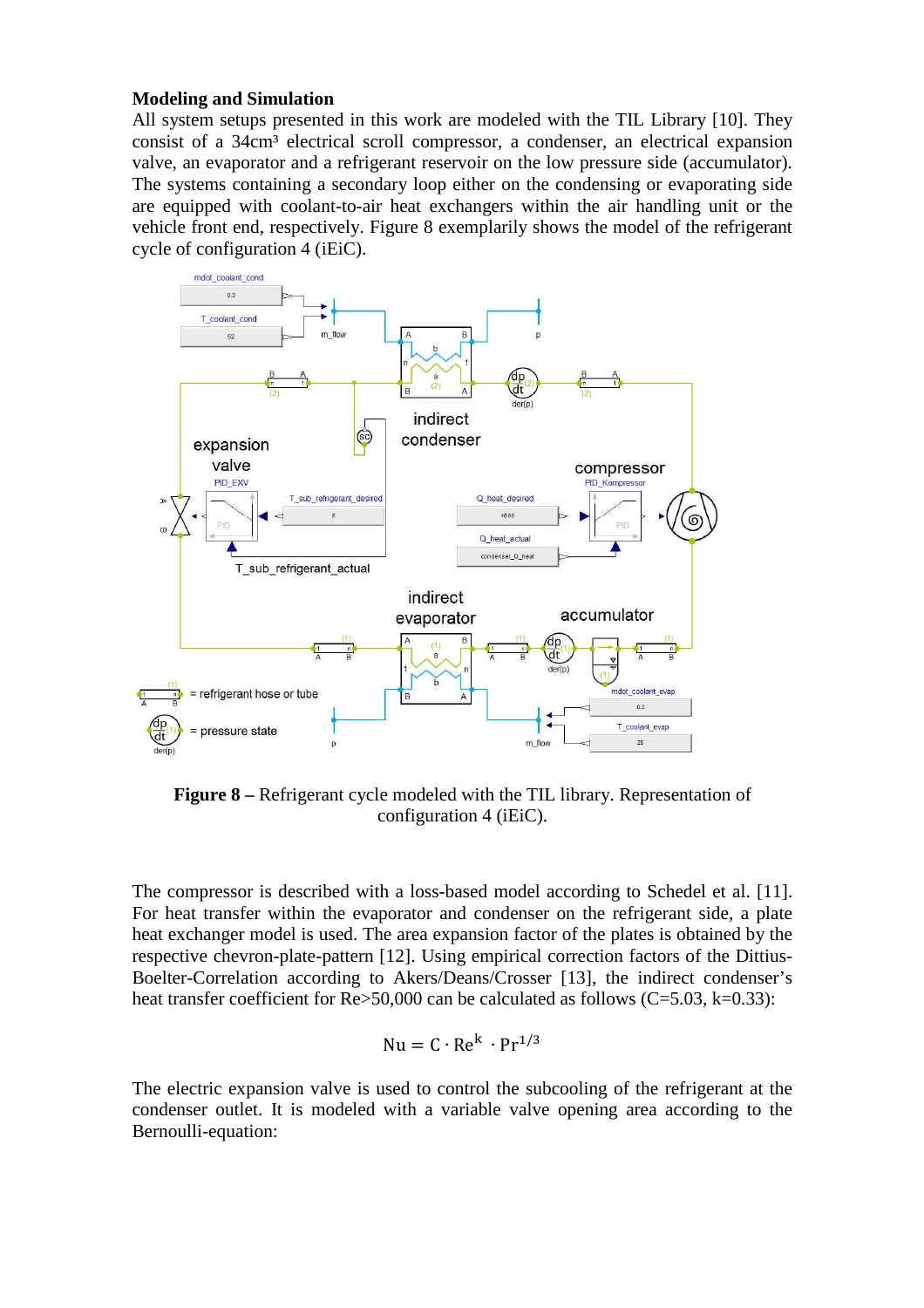**Modeling and Simulation**

All system setups presented in this work are modeled with the TIL Library [10]. They consist of a 34cm³ electrical scroll compressor, a condenser, an electrical expansion valve, an evaporator and a refrigerant reservoir on the low pressure side (accumulator). The systems containing a secondary loop either on the condensing or evaporating side are equipped with coolant-to-air heat exchangers within the air handling unit or the vehicle front end, respectively. Figure 8 exemplarily shows the model of the refrigerant cycle of configuration 4 (iEiC).

**Figure 8 –** Refrigerant cycle modeled with the TIL library. Representation of configuration 4 (iEiC).

The compressor is described with a loss-based model according to Schedel et al. [11]. For heat transfer within the evaporator and condenser on the refrigerant side, a plate heat exchanger model is used. The area expansion factor of the plates is obtained by the respective chevron-plate-pattern [12]. Using empirical correction factors of the Dittius-Boelter-Correlation according to Akers/Deans/Crosser [13], the indirect condenser's heat transfer coefficient for Re>50,000 can be calculated as follows (C=5.03, k=0.33):

$$\mathrm{Nu} = \mathrm{C} \cdot \mathrm{Re}^{k} \cdot \mathrm{Pr}^{1/3}$$

The electric expansion valve is used to control the subcooling of the refrigerant at the condenser outlet. It is modeled with a variable valve opening area according to the Bernoulli-equation: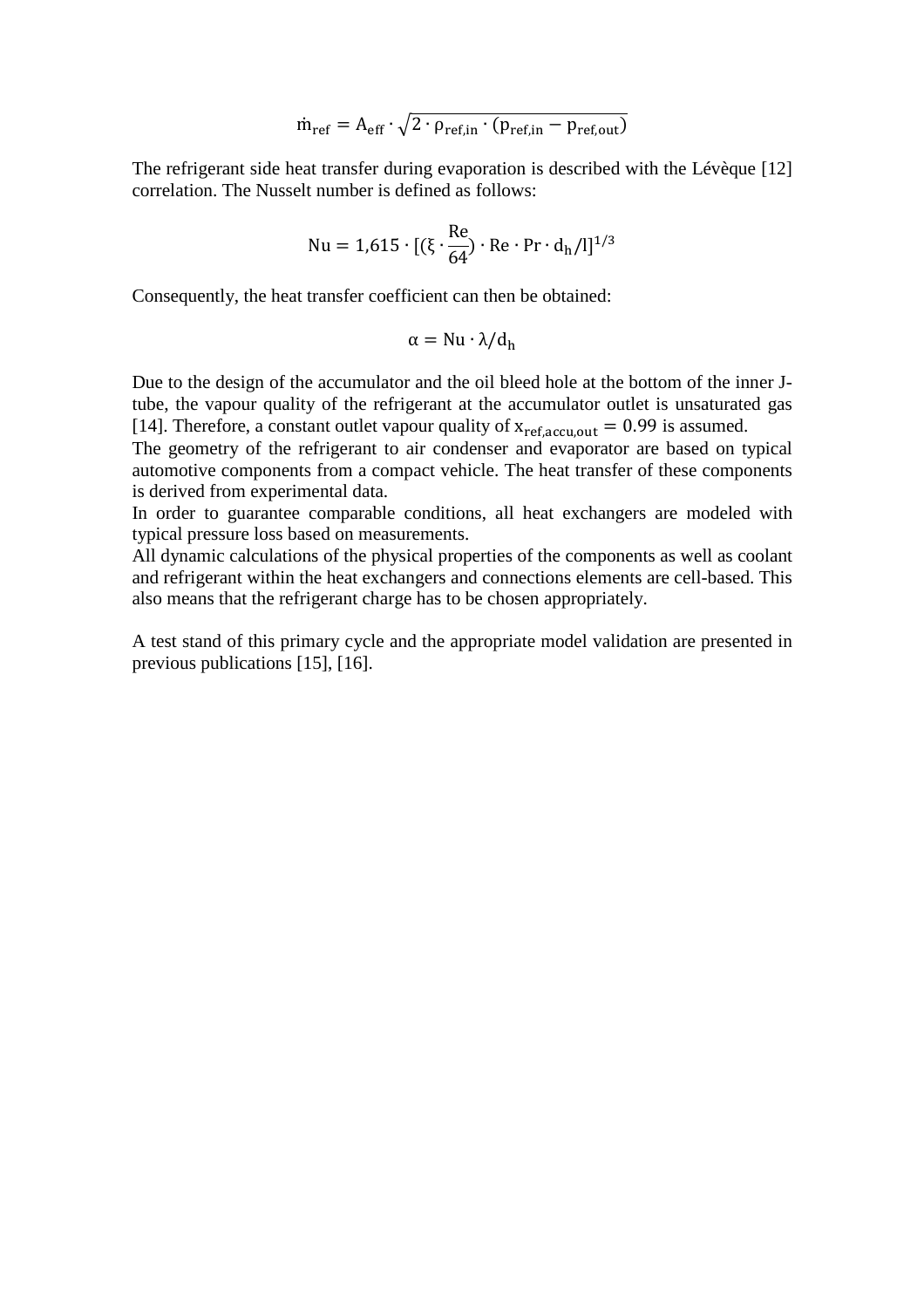$$\dot{m}_{ref} = A_{eff} \cdot \sqrt{2 \cdot \rho_{ref,in} \cdot (p_{ref,in} - p_{ref,out})}$$

The refrigerant side heat transfer during evaporation is described with the Lévèque [12] correlation. The Nusselt number is defined as follows:

$$Nu = 1{,}615 \cdot [(\xi \cdot \frac{Re}{64}) \cdot Re \cdot Pr \cdot d_h / l]^{1/3}$$

Consequently, the heat transfer coefficient can then be obtained:

$$\alpha = Nu \cdot \lambda / d_h$$

Due to the design of the accumulator and the oil bleed hole at the bottom of the inner J-tube, the vapour quality of the refrigerant at the accumulator outlet is unsaturated gas [14]. Therefore, a constant outlet vapour quality of $x_{ref,accu,out} = 0.99$ is assumed.
The geometry of the refrigerant to air condenser and evaporator are based on typical automotive components from a compact vehicle. The heat transfer of these components is derived from experimental data.
In order to guarantee comparable conditions, all heat exchangers are modeled with typical pressure loss based on measurements.
All dynamic calculations of the physical properties of the components as well as coolant and refrigerant within the heat exchangers and connections elements are cell-based. This also means that the refrigerant charge has to be chosen appropriately.

A test stand of this primary cycle and the appropriate model validation are presented in previous publications [15], [16].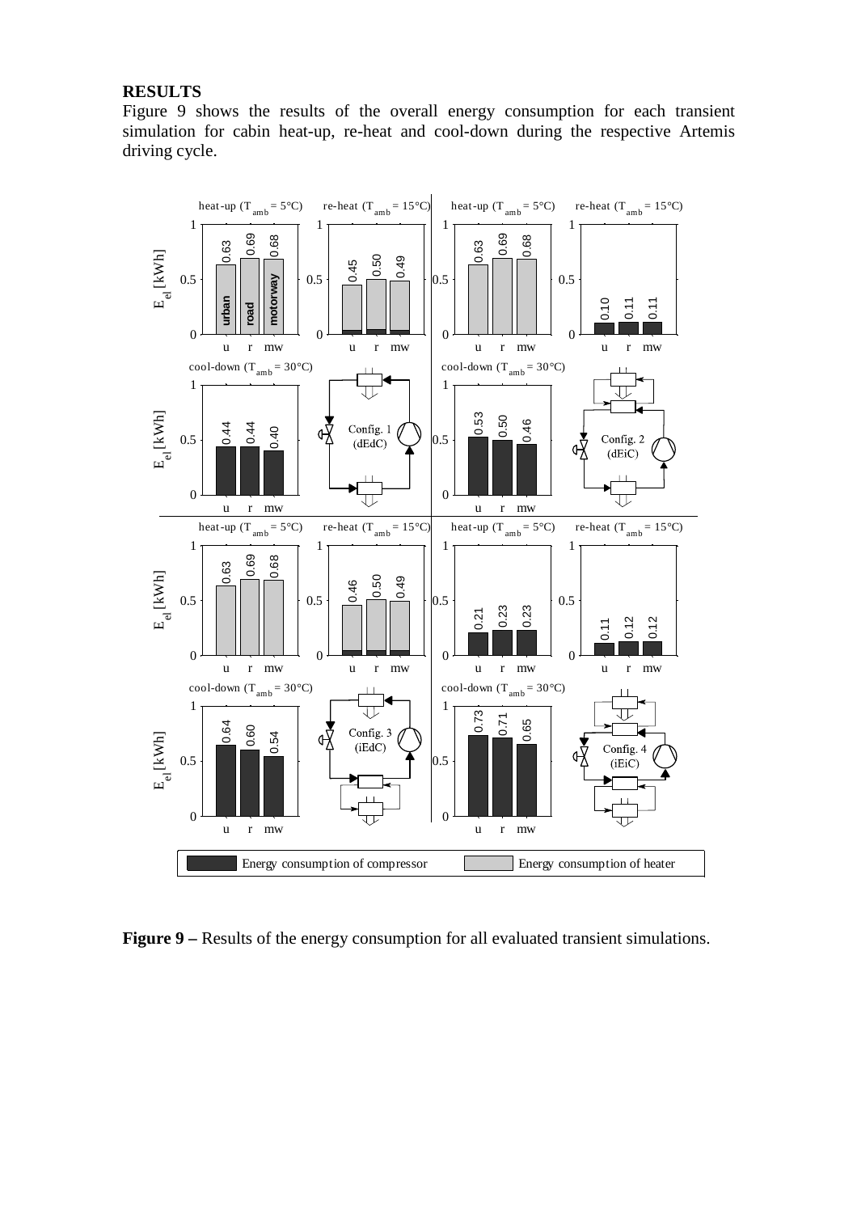## RESULTS

Figure 9 shows the results of the overall energy consumption for each transient simulation for cabin heat-up, re-heat and cool-down during the respective Artemis driving cycle.

**Figure 9 –** Results of the energy consumption for all evaluated transient simulations.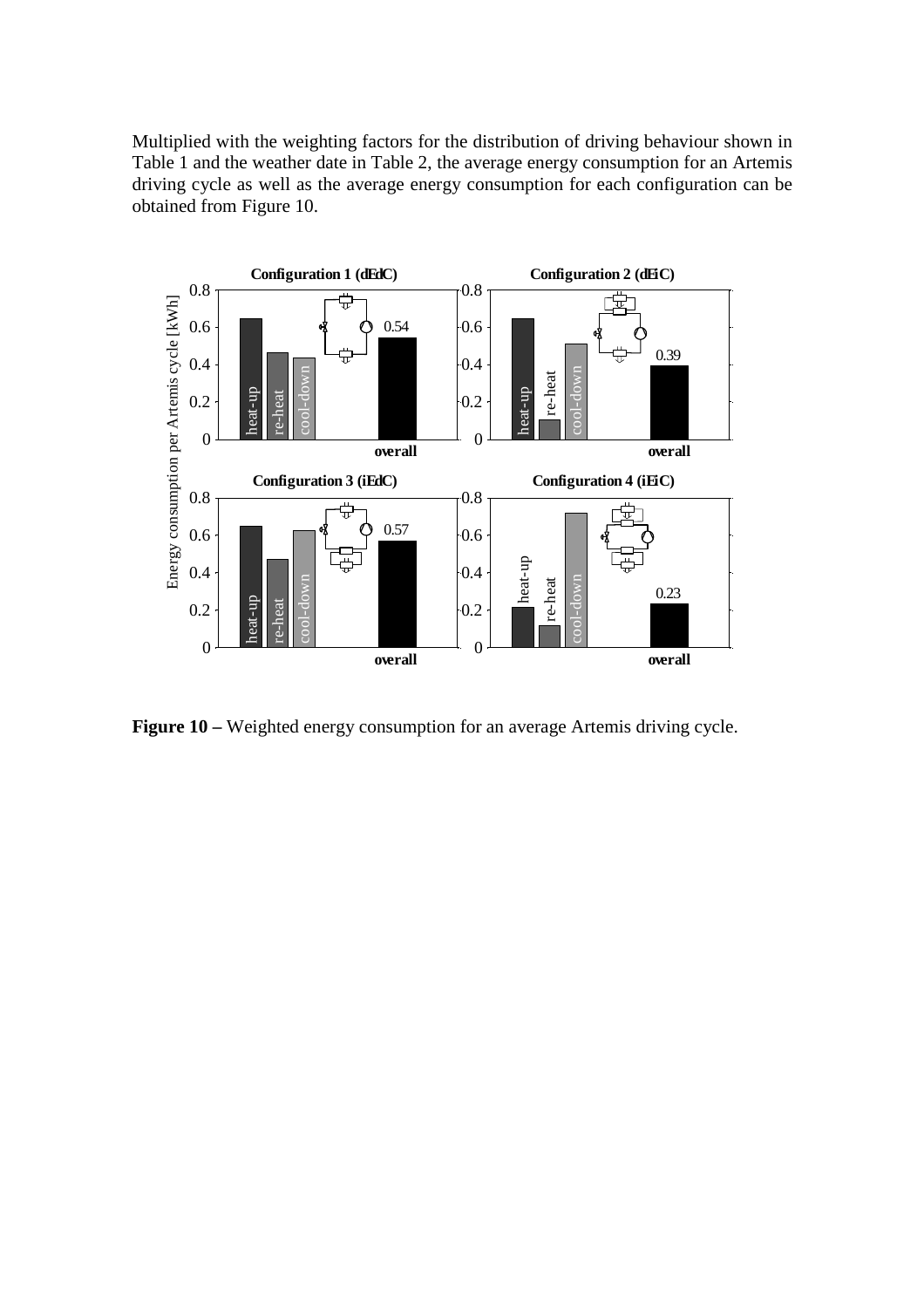Multiplied with the weighting factors for the distribution of driving behaviour shown in Table 1 and the weather date in Table 2, the average energy consumption for an Artemis driving cycle as well as the average energy consumption for each configuration can be obtained from Figure 10.

**Figure 10 –** Weighted energy consumption for an average Artemis driving cycle.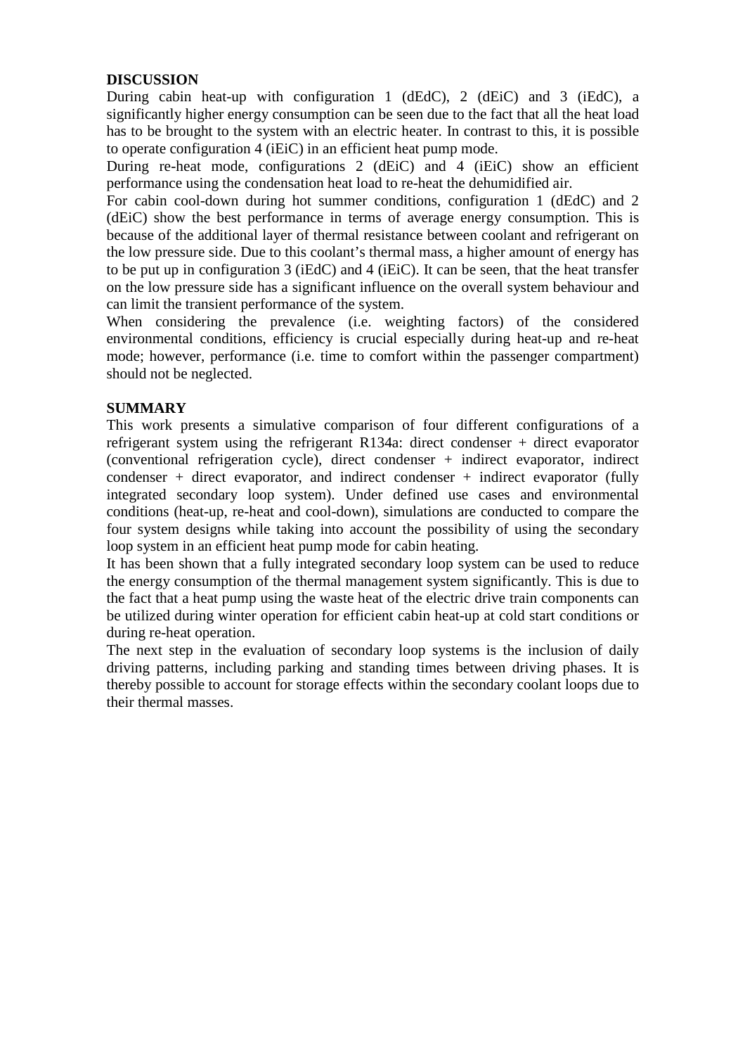## DISCUSSION

During cabin heat-up with configuration 1 (dEdC), 2 (dEiC) and 3 (iEdC), a significantly higher energy consumption can be seen due to the fact that all the heat load has to be brought to the system with an electric heater. In contrast to this, it is possible to operate configuration 4 (iEiC) in an efficient heat pump mode.

During re-heat mode, configurations 2 (dEiC) and 4 (iEiC) show an efficient performance using the condensation heat load to re-heat the dehumidified air.

For cabin cool-down during hot summer conditions, configuration 1 (dEdC) and 2 (dEiC) show the best performance in terms of average energy consumption. This is because of the additional layer of thermal resistance between coolant and refrigerant on the low pressure side. Due to this coolant's thermal mass, a higher amount of energy has to be put up in configuration 3 (iEdC) and 4 (iEiC). It can be seen, that the heat transfer on the low pressure side has a significant influence on the overall system behaviour and can limit the transient performance of the system.

When considering the prevalence (i.e. weighting factors) of the considered environmental conditions, efficiency is crucial especially during heat-up and re-heat mode; however, performance (i.e. time to comfort within the passenger compartment) should not be neglected.

## SUMMARY

This work presents a simulative comparison of four different configurations of a refrigerant system using the refrigerant R134a: direct condenser + direct evaporator (conventional refrigeration cycle), direct condenser + indirect evaporator, indirect condenser + direct evaporator, and indirect condenser + indirect evaporator (fully integrated secondary loop system). Under defined use cases and environmental conditions (heat-up, re-heat and cool-down), simulations are conducted to compare the four system designs while taking into account the possibility of using the secondary loop system in an efficient heat pump mode for cabin heating.

It has been shown that a fully integrated secondary loop system can be used to reduce the energy consumption of the thermal management system significantly. This is due to the fact that a heat pump using the waste heat of the electric drive train components can be utilized during winter operation for efficient cabin heat-up at cold start conditions or during re-heat operation.

The next step in the evaluation of secondary loop systems is the inclusion of daily driving patterns, including parking and standing times between driving phases. It is thereby possible to account for storage effects within the secondary coolant loops due to their thermal masses.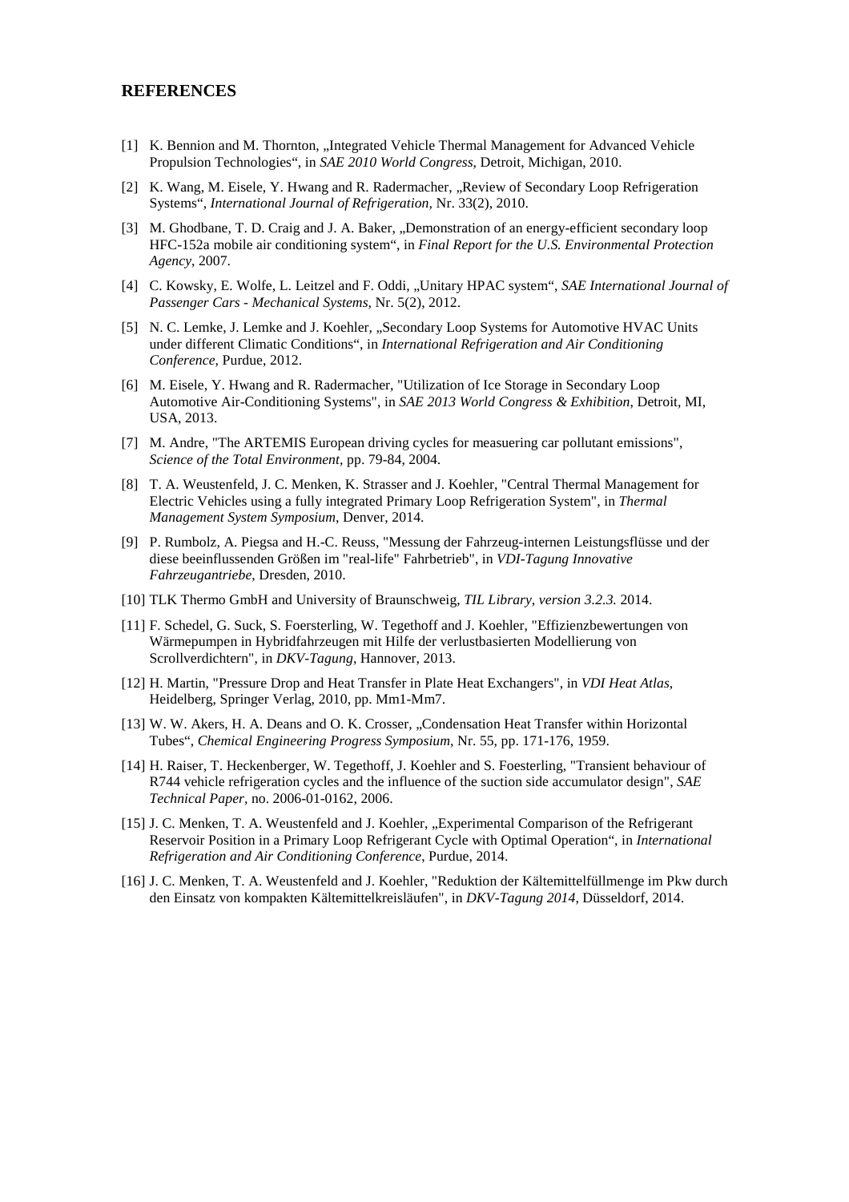## REFERENCES

[1] K. Bennion and M. Thornton, „Integrated Vehicle Thermal Management for Advanced Vehicle Propulsion Technologies“, in *SAE 2010 World Congress*, Detroit, Michigan, 2010.

[2] K. Wang, M. Eisele, Y. Hwang and R. Radermacher, „Review of Secondary Loop Refrigeration Systems“, *International Journal of Refrigeration*, Nr. 33(2), 2010.

[3] M. Ghodbane, T. D. Craig and J. A. Baker, „Demonstration of an energy-efficient secondary loop HFC-152a mobile air conditioning system“, in *Final Report for the U.S. Environmental Protection Agency*, 2007.

[4] C. Kowsky, E. Wolfe, L. Leitzel and F. Oddi, „Unitary HPAC system“, *SAE International Journal of Passenger Cars - Mechanical Systems*, Nr. 5(2), 2012.

[5] N. C. Lemke, J. Lemke and J. Koehler, „Secondary Loop Systems for Automotive HVAC Units under different Climatic Conditions“, in *International Refrigeration and Air Conditioning Conference*, Purdue, 2012.

[6] M. Eisele, Y. Hwang and R. Radermacher, "Utilization of Ice Storage in Secondary Loop Automotive Air-Conditioning Systems", in *SAE 2013 World Congress & Exhibition*, Detroit, MI, USA, 2013.

[7] M. Andre, "The ARTEMIS European driving cycles for measuering car pollutant emissions", *Science of the Total Environment*, pp. 79-84, 2004.

[8] T. A. Weustenfeld, J. C. Menken, K. Strasser and J. Koehler, "Central Thermal Management for Electric Vehicles using a fully integrated Primary Loop Refrigeration System", in *Thermal Management System Symposium*, Denver, 2014.

[9] P. Rumbolz, A. Piegsa and H.-C. Reuss, "Messung der Fahrzeug-internen Leistungsflüsse und der diese beeinflussenden Größen im "real-life" Fahrbetrieb", in *VDI-Tagung Innovative Fahrzeugantriebe*, Dresden, 2010.

[10] TLK Thermo GmbH and University of Braunschweig, *TIL Library, version 3.2.3.* 2014.

[11] F. Schedel, G. Suck, S. Foersterling, W. Tegethoff and J. Koehler, "Effizienzbewertungen von Wärmepumpen in Hybridfahrzeugen mit Hilfe der verlustbasierten Modellierung von Scrollverdichtern", in *DKV-Tagung*, Hannover, 2013.

[12] H. Martin, "Pressure Drop and Heat Transfer in Plate Heat Exchangers", in *VDI Heat Atlas*, Heidelberg, Springer Verlag, 2010, pp. Mm1-Mm7.

[13] W. W. Akers, H. A. Deans and O. K. Crosser, „Condensation Heat Transfer within Horizontal Tubes“, *Chemical Engineering Progress Symposium*, Nr. 55, pp. 171-176, 1959.

[14] H. Raiser, T. Heckenberger, W. Tegethoff, J. Koehler and S. Foesterling, "Transient behaviour of R744 vehicle refrigeration cycles and the influence of the suction side accumulator design", *SAE Technical Paper*, no. 2006-01-0162, 2006.

[15] J. C. Menken, T. A. Weustenfeld and J. Koehler, „Experimental Comparison of the Refrigerant Reservoir Position in a Primary Loop Refrigerant Cycle with Optimal Operation“, in *International Refrigeration and Air Conditioning Conference*, Purdue, 2014.

[16] J. C. Menken, T. A. Weustenfeld and J. Koehler, "Reduktion der Kältemittelfüllmenge im Pkw durch den Einsatz von kompakten Kältemittelkreisläufen", in *DKV-Tagung 2014*, Düsseldorf, 2014.